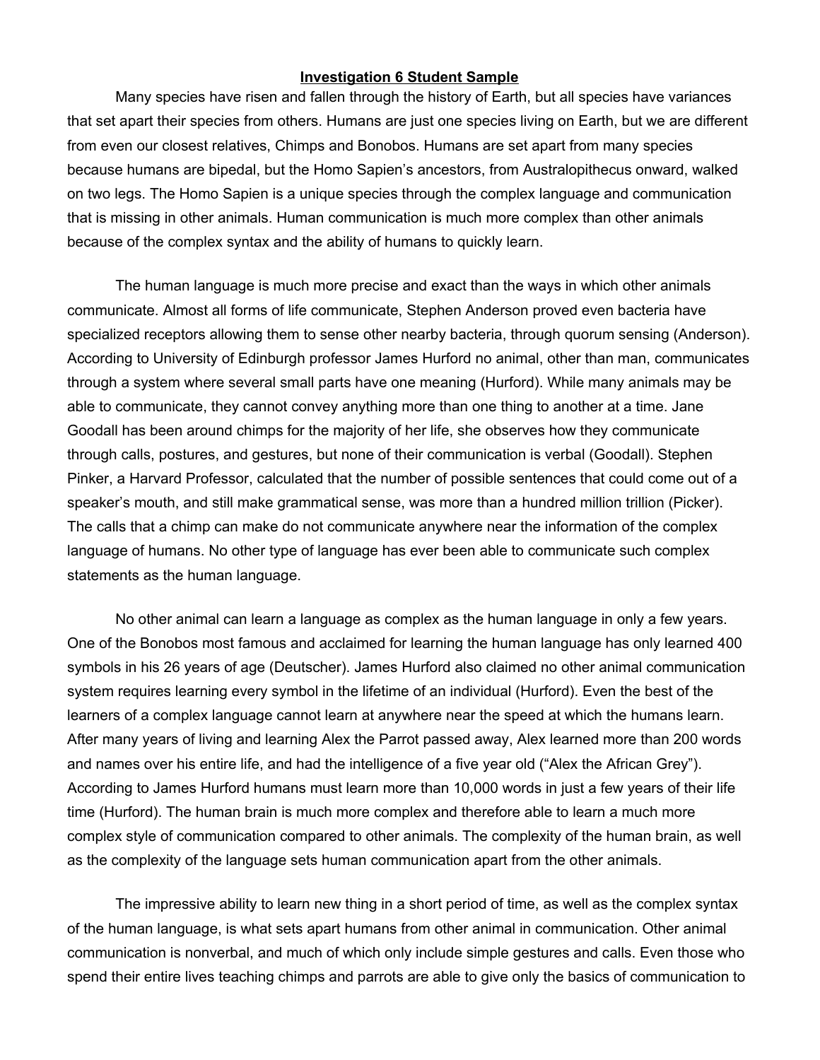**Investigation 6 Student Sample**

Many species have risen and fallen through the history of Earth, but all species have variances that set apart their species from others. Humans are just one species living on Earth, but we are different from even our closest relatives, Chimps and Bonobos. Humans are set apart from many species because humans are bipedal, but the Homo Sapien's ancestors, from Australopithecus onward, walked on two legs. The Homo Sapien is a unique species through the complex language and communication that is missing in other animals. Human communication is much more complex than other animals because of the complex syntax and the ability of humans to quickly learn.

The human language is much more precise and exact than the ways in which other animals communicate. Almost all forms of life communicate, Stephen Anderson proved even bacteria have specialized receptors allowing them to sense other nearby bacteria, through quorum sensing (Anderson). According to University of Edinburgh professor James Hurford no animal, other than man, communicates through a system where several small parts have one meaning (Hurford). While many animals may be able to communicate, they cannot convey anything more than one thing to another at a time. Jane Goodall has been around chimps for the majority of her life, she observes how they communicate through calls, postures, and gestures, but none of their communication is verbal (Goodall). Stephen Pinker, a Harvard Professor, calculated that the number of possible sentences that could come out of a speaker's mouth, and still make grammatical sense, was more than a hundred million trillion (Picker). The calls that a chimp can make do not communicate anywhere near the information of the complex language of humans. No other type of language has ever been able to communicate such complex statements as the human language.

No other animal can learn a language as complex as the human language in only a few years. One of the Bonobos most famous and acclaimed for learning the human language has only learned 400 symbols in his 26 years of age (Deutscher). James Hurford also claimed no other animal communication system requires learning every symbol in the lifetime of an individual (Hurford). Even the best of the learners of a complex language cannot learn at anywhere near the speed at which the humans learn. After many years of living and learning Alex the Parrot passed away, Alex learned more than 200 words and names over his entire life, and had the intelligence of a five year old ("Alex the African Grey"). According to James Hurford humans must learn more than 10,000 words in just a few years of their life time (Hurford). The human brain is much more complex and therefore able to learn a much more complex style of communication compared to other animals. The complexity of the human brain, as well as the complexity of the language sets human communication apart from the other animals.

The impressive ability to learn new thing in a short period of time, as well as the complex syntax of the human language, is what sets apart humans from other animal in communication. Other animal communication is nonverbal, and much of which only include simple gestures and calls. Even those who spend their entire lives teaching chimps and parrots are able to give only the basics of communication to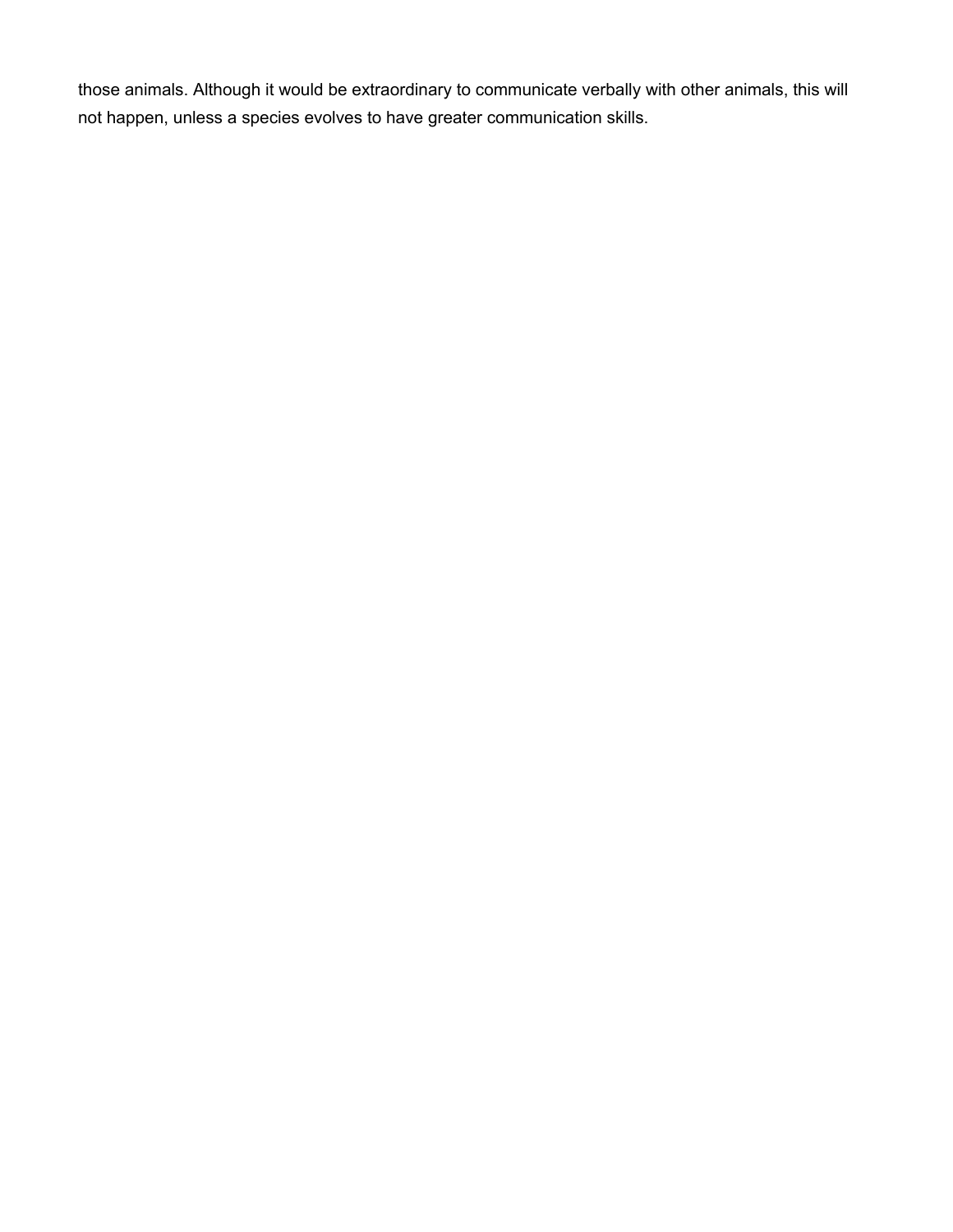those animals. Although it would be extraordinary to communicate verbally with other animals, this will not happen, unless a species evolves to have greater communication skills.